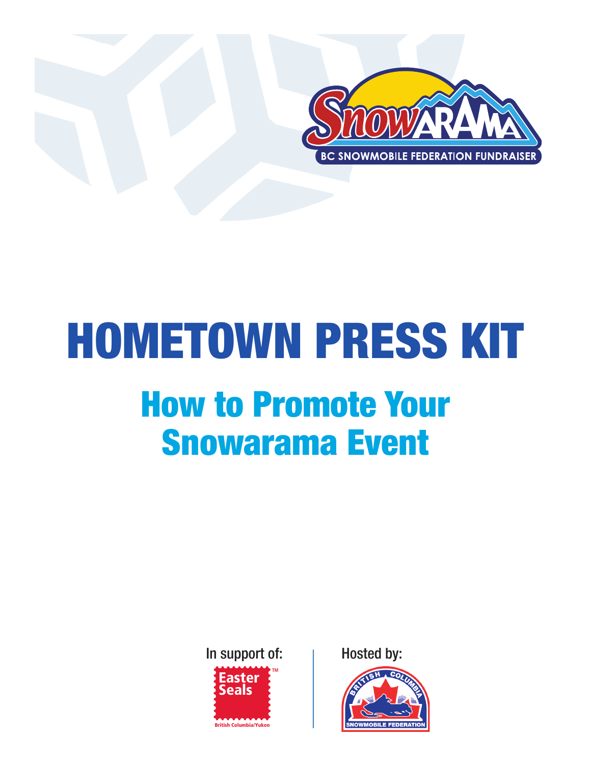# HOMETOWN PRESS KIT

## How to Promote Your Snowarama Event

In support of:

Hosted by: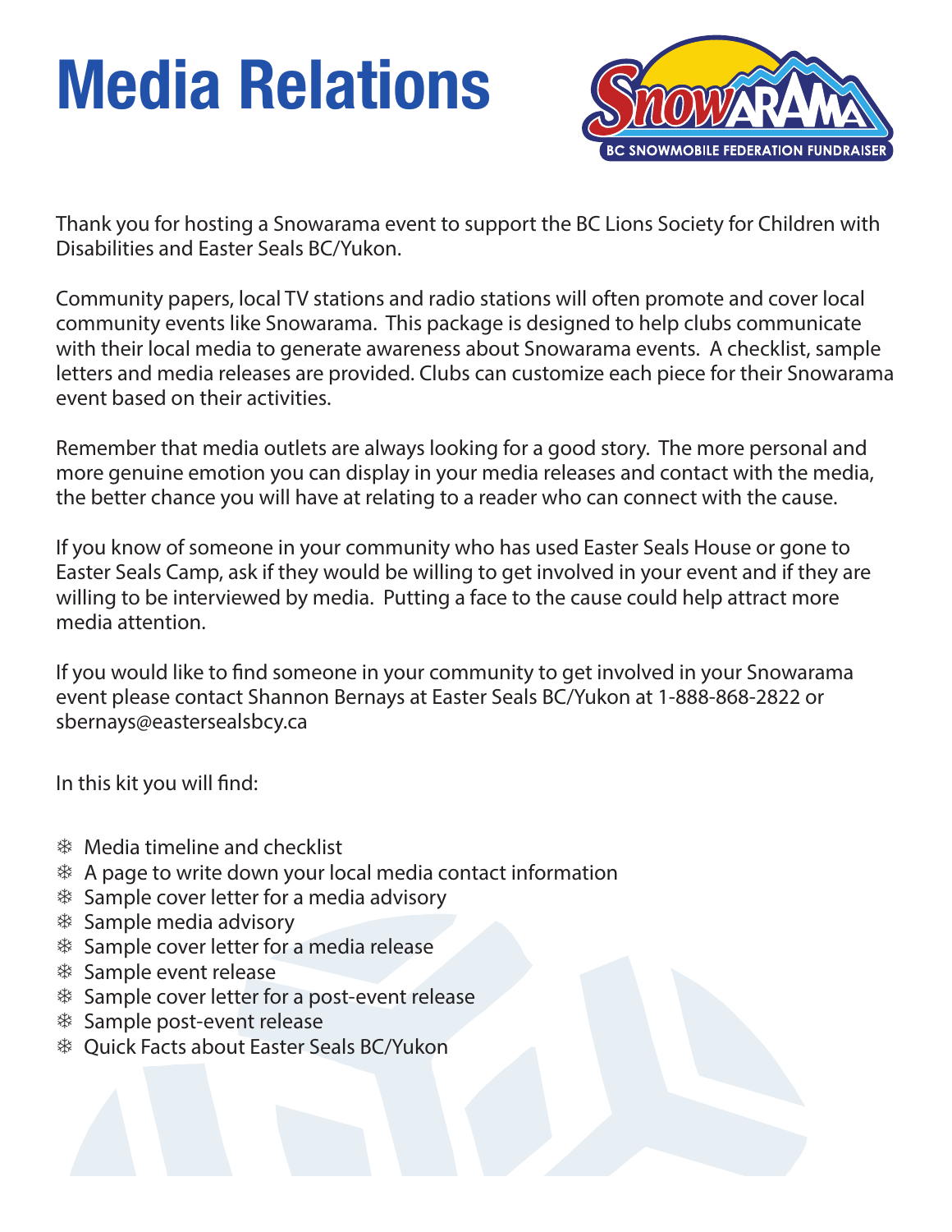# Media Relations

Thank you for hosting a Snowarama event to support the BC Lions Society for Children with Disabilities and Easter Seals BC/Yukon.

Community papers, local TV stations and radio stations will often promote and cover local community events like Snowarama. This package is designed to help clubs communicate with their local media to generate awareness about Snowarama events. A checklist, sample letters and media releases are provided. Clubs can customize each piece for their Snowarama event based on their activities.

Remember that media outlets are always looking for a good story. The more personal and more genuine emotion you can display in your media releases and contact with the media, the better chance you will have at relating to a reader who can connect with the cause.

If you know of someone in your community who has used Easter Seals House or gone to Easter Seals Camp, ask if they would be willing to get involved in your event and if they are willing to be interviewed by media. Putting a face to the cause could help attract more media attention.

If you would like to find someone in your community to get involved in your Snowarama event please contact Shannon Bernays at Easter Seals BC/Yukon at 1-888-868-2822 or sbernays@eastersealsbcy.ca

In this kit you will find:

- Media timeline and checklist
- A page to write down your local media contact information
- Sample cover letter for a media advisory
- Sample media advisory
- Sample cover letter for a media release
- Sample event release
- Sample cover letter for a post-event release
- Sample post-event release
- Quick Facts about Easter Seals BC/Yukon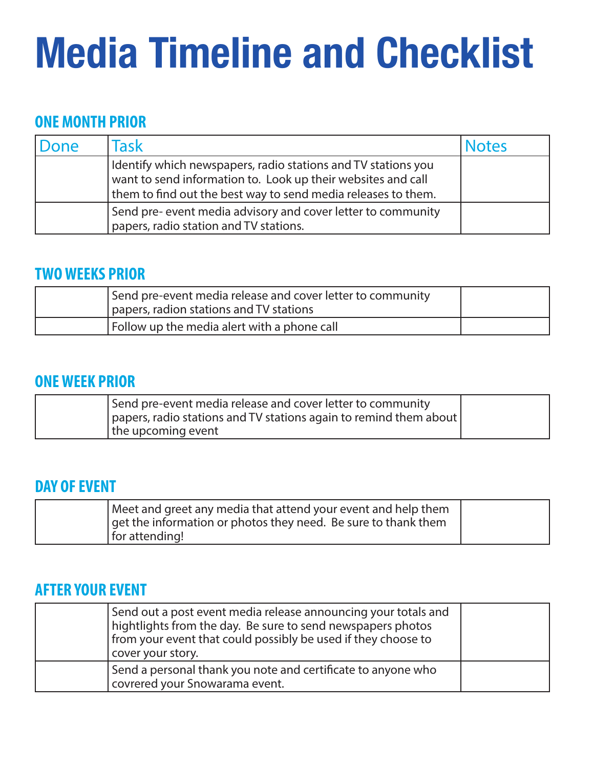# Media Timeline and Checklist

## ONE MONTH PRIOR

| Done | Task | Notes |
|---|---|---|
| | Identify which newspapers, radio stations and TV stations you want to send information to. Look up their websites and call them to find out the best way to send media releases to them. | |
| | Send pre- event media advisory and cover letter to community papers, radio station and TV stations. | |

## TWO WEEKS PRIOR

| | | |
|---|---|---|
| | Send pre-event media release and cover letter to community papers, radion stations and TV stations | |
| | Follow up the media alert with a phone call | |

## ONE WEEK PRIOR

| | | |
|---|---|---|
| | Send pre-event media release and cover letter to community papers, radio stations and TV stations again to remind them about the upcoming event | |

## DAY OF EVENT

| | | |
|---|---|---|
| | Meet and greet any media that attend your event and help them get the information or photos they need. Be sure to thank them for attending! | |

## AFTER YOUR EVENT

| | | |
|---|---|---|
| | Send out a post event media release announcing your totals and hightlights from the day. Be sure to send newspapers photos from your event that could possibly be used if they choose to cover your story. | |
| | Send a personal thank you note and certificate to anyone who covrered your Snowarama event. | |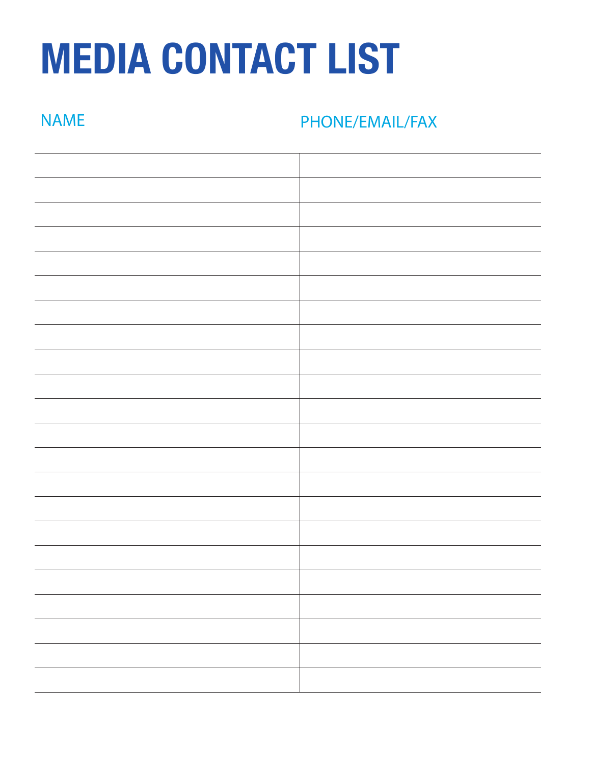# MEDIA CONTACT LIST

| NAME | PHONE/EMAIL/FAX |
|---|---|
| | |
| | |
| | |
| | |
| | |
| | |
| | |
| | |
| | |
| | |
| | |
| | |
| | |
| | |
| | |
| | |
| | |
| | |
| | |
| | |
| | |
| | |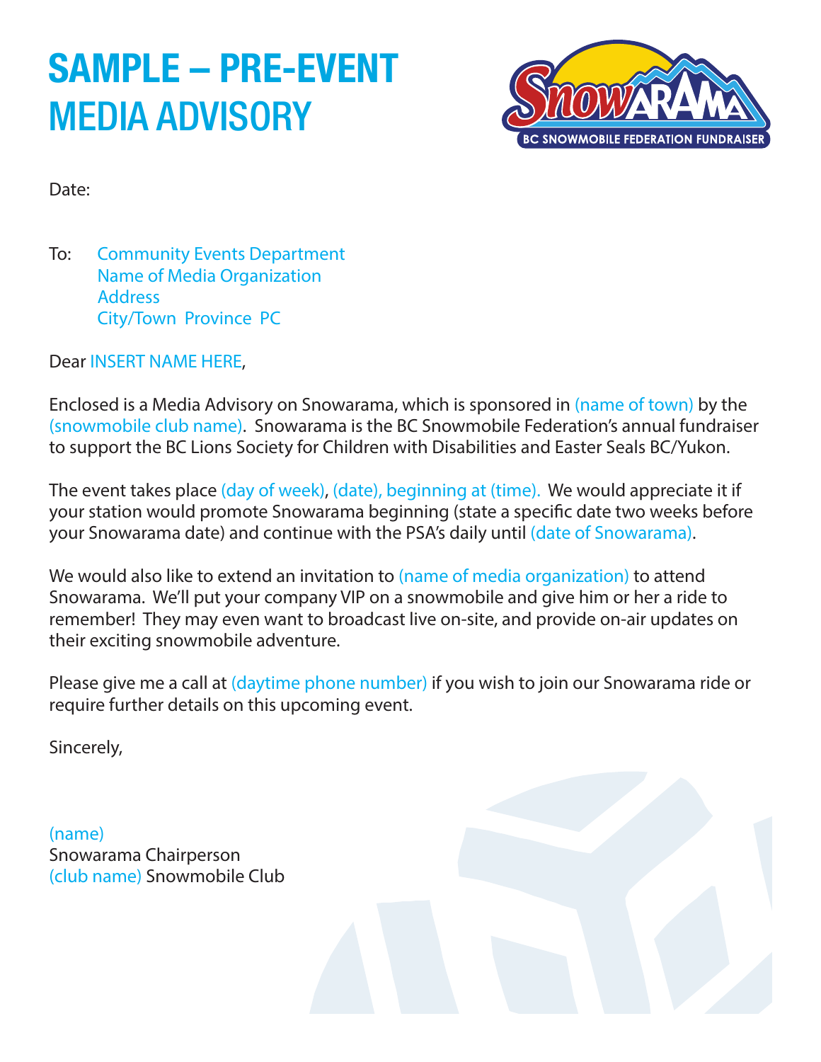# SAMPLE – PRE-EVENT MEDIA ADVISORY

Date:

To: Community Events Department
Name of Media Organization
Address
City/Town Province PC

Dear INSERT NAME HERE,

Enclosed is a Media Advisory on Snowarama, which is sponsored in (name of town) by the (snowmobile club name). Snowarama is the BC Snowmobile Federation's annual fundraiser to support the BC Lions Society for Children with Disabilities and Easter Seals BC/Yukon.

The event takes place (day of week), (date), beginning at (time). We would appreciate it if your station would promote Snowarama beginning (state a specific date two weeks before your Snowarama date) and continue with the PSA's daily until (date of Snowarama).

We would also like to extend an invitation to (name of media organization) to attend Snowarama. We'll put your company VIP on a snowmobile and give him or her a ride to remember! They may even want to broadcast live on-site, and provide on-air updates on their exciting snowmobile adventure.

Please give me a call at (daytime phone number) if you wish to join our Snowarama ride or require further details on this upcoming event.

Sincerely,

(name)
Snowarama Chairperson
(club name) Snowmobile Club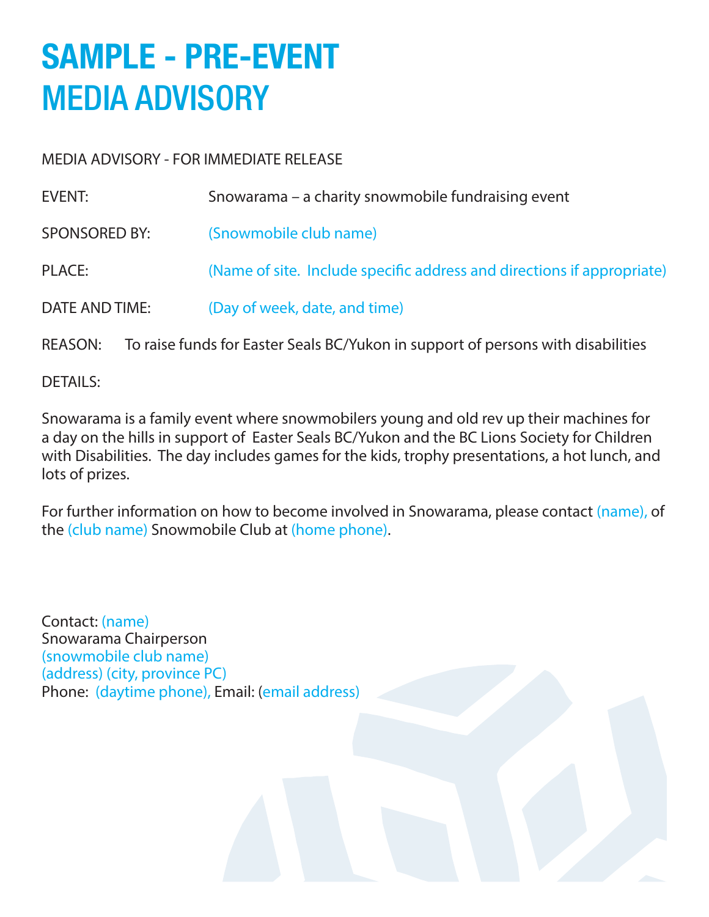# SAMPLE - PRE-EVENT MEDIA ADVISORY

MEDIA ADVISORY - FOR IMMEDIATE RELEASE

EVENT: Snowarama – a charity snowmobile fundraising event

SPONSORED BY: (Snowmobile club name)

PLACE: (Name of site. Include specific address and directions if appropriate)

DATE AND TIME: (Day of week, date, and time)

REASON: To raise funds for Easter Seals BC/Yukon in support of persons with disabilities

DETAILS:

Snowarama is a family event where snowmobilers young and old rev up their machines for a day on the hills in support of Easter Seals BC/Yukon and the BC Lions Society for Children with Disabilities. The day includes games for the kids, trophy presentations, a hot lunch, and lots of prizes.

For further information on how to become involved in Snowarama, please contact (name), of the (club name) Snowmobile Club at (home phone).

Contact: (name)
Snowarama Chairperson
(snowmobile club name)
(address) (city, province PC)
Phone: (daytime phone), Email: (email address)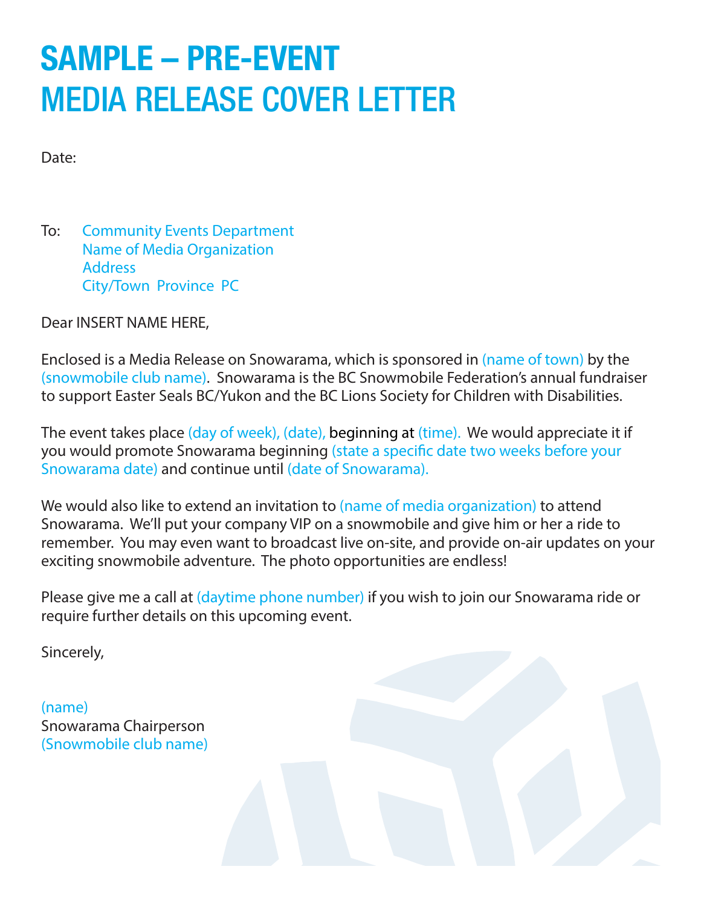# SAMPLE – PRE-EVENT MEDIA RELEASE COVER LETTER

Date:

To: Community Events Department
Name of Media Organization
Address
City/Town Province PC

Dear INSERT NAME HERE,

Enclosed is a Media Release on Snowarama, which is sponsored in (name of town) by the (snowmobile club name). Snowarama is the BC Snowmobile Federation's annual fundraiser to support Easter Seals BC/Yukon and the BC Lions Society for Children with Disabilities.

The event takes place (day of week), (date), beginning at (time). We would appreciate it if you would promote Snowarama beginning (state a specific date two weeks before your Snowarama date) and continue until (date of Snowarama).

We would also like to extend an invitation to (name of media organization) to attend Snowarama. We'll put your company VIP on a snowmobile and give him or her a ride to remember. You may even want to broadcast live on-site, and provide on-air updates on your exciting snowmobile adventure. The photo opportunities are endless!

Please give me a call at (daytime phone number) if you wish to join our Snowarama ride or require further details on this upcoming event.

Sincerely,

(name)
Snowarama Chairperson
(Snowmobile club name)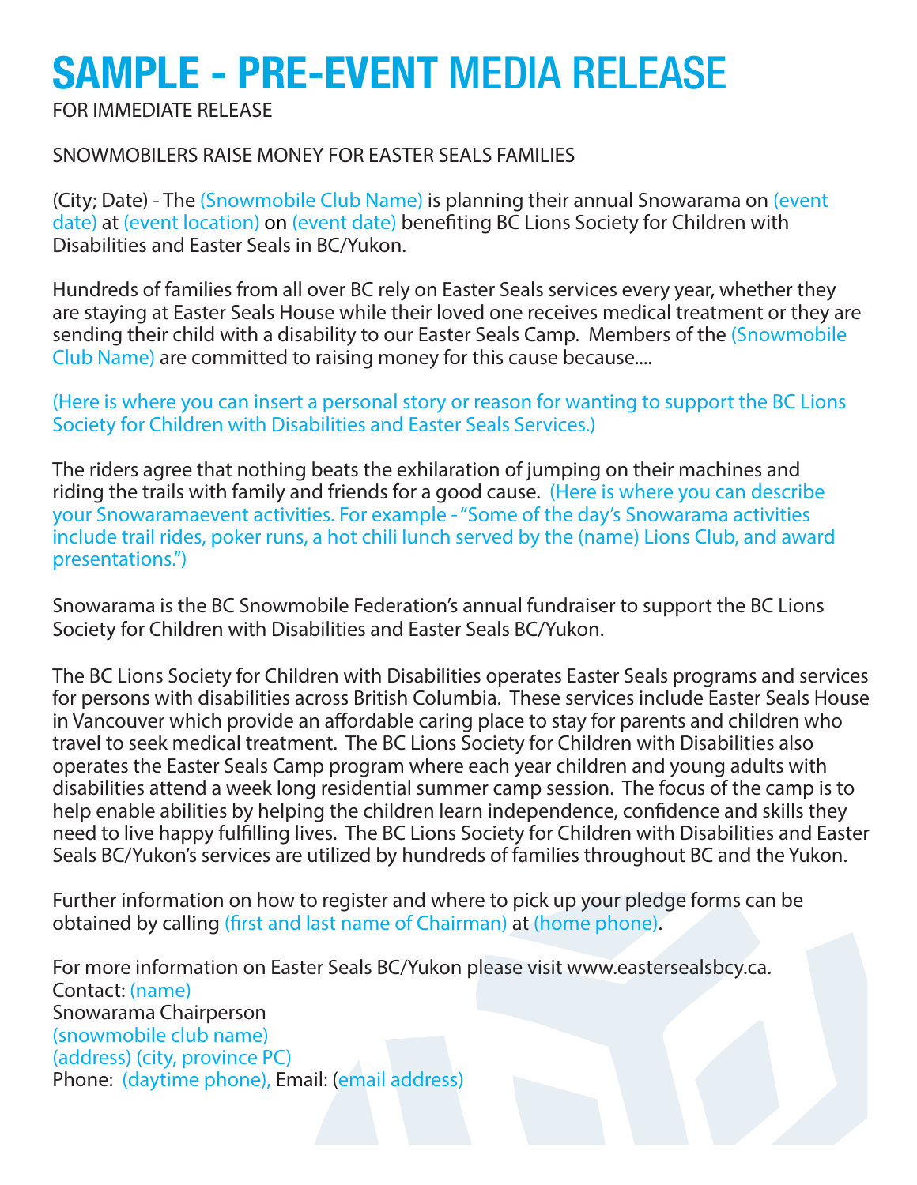# SAMPLE - PRE-EVENT MEDIA RELEASE

FOR IMMEDIATE RELEASE

SNOWMOBILERS RAISE MONEY FOR EASTER SEALS FAMILIES

(City; Date) - The (Snowmobile Club Name) is planning their annual Snowarama on (event date) at (event location) on (event date) benefiting BC Lions Society for Children with Disabilities and Easter Seals in BC/Yukon.

Hundreds of families from all over BC rely on Easter Seals services every year, whether they are staying at Easter Seals House while their loved one receives medical treatment or they are sending their child with a disability to our Easter Seals Camp. Members of the (Snowmobile Club Name) are committed to raising money for this cause because....

(Here is where you can insert a personal story or reason for wanting to support the BC Lions Society for Children with Disabilities and Easter Seals Services.)

The riders agree that nothing beats the exhilaration of jumping on their machines and riding the trails with family and friends for a good cause. (Here is where you can describe your Snowaramaevent activities. For example - "Some of the day's Snowarama activities include trail rides, poker runs, a hot chili lunch served by the (name) Lions Club, and award presentations.")

Snowarama is the BC Snowmobile Federation's annual fundraiser to support the BC Lions Society for Children with Disabilities and Easter Seals BC/Yukon.

The BC Lions Society for Children with Disabilities operates Easter Seals programs and services for persons with disabilities across British Columbia. These services include Easter Seals House in Vancouver which provide an affordable caring place to stay for parents and children who travel to seek medical treatment. The BC Lions Society for Children with Disabilities also operates the Easter Seals Camp program where each year children and young adults with disabilities attend a week long residential summer camp session. The focus of the camp is to help enable abilities by helping the children learn independence, confidence and skills they need to live happy fulfilling lives. The BC Lions Society for Children with Disabilities and Easter Seals BC/Yukon's services are utilized by hundreds of families throughout BC and the Yukon.

Further information on how to register and where to pick up your pledge forms can be obtained by calling (first and last name of Chairman) at (home phone).

For more information on Easter Seals BC/Yukon please visit www.eastersealsbcy.ca.
Contact: (name)
Snowarama Chairperson
(snowmobile club name)
(address) (city, province PC)
Phone: (daytime phone), Email: (email address)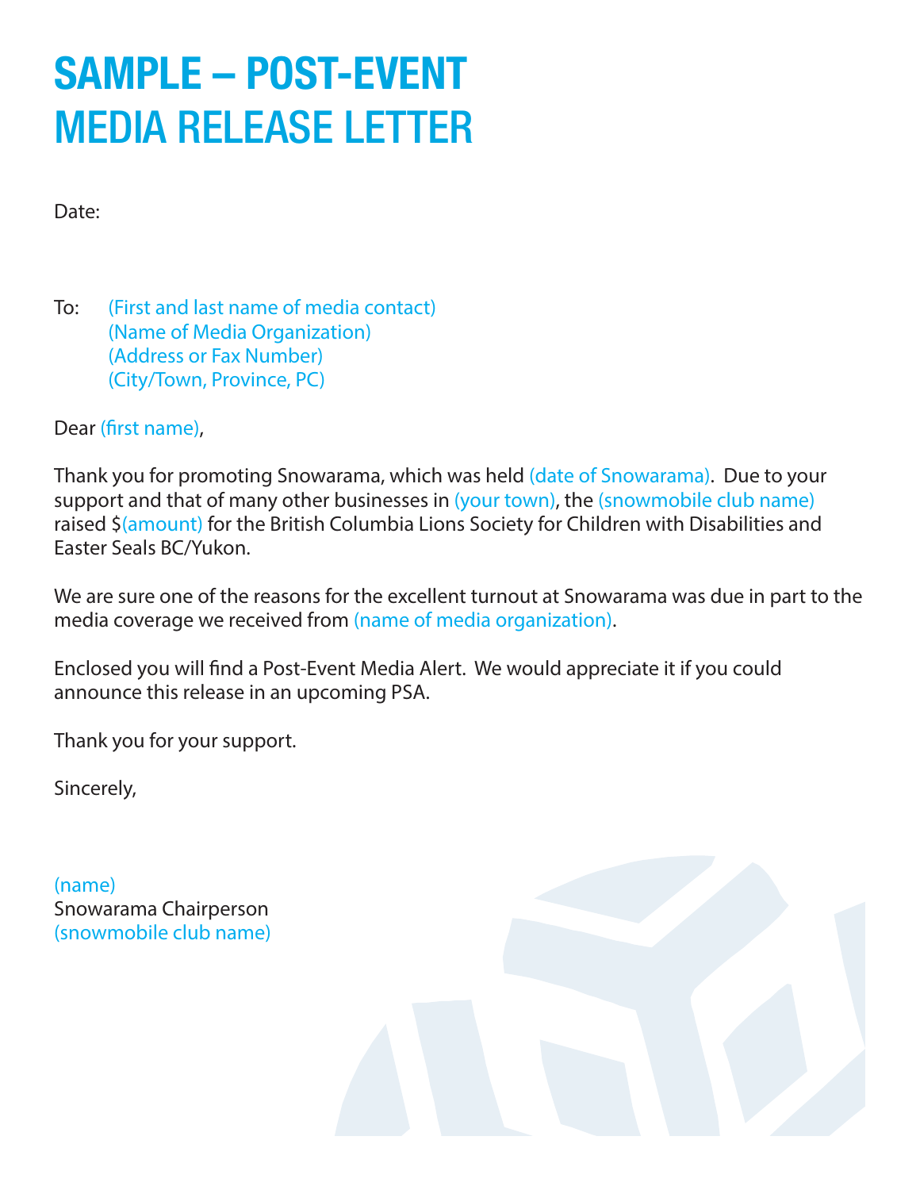# SAMPLE – POST-EVENT MEDIA RELEASE LETTER

Date:

To: (First and last name of media contact)
(Name of Media Organization)
(Address or Fax Number)
(City/Town, Province, PC)

Dear (first name),

Thank you for promoting Snowarama, which was held (date of Snowarama). Due to your support and that of many other businesses in (your town), the (snowmobile club name) raised $(amount) for the British Columbia Lions Society for Children with Disabilities and Easter Seals BC/Yukon.

We are sure one of the reasons for the excellent turnout at Snowarama was due in part to the media coverage we received from (name of media organization).

Enclosed you will find a Post-Event Media Alert. We would appreciate it if you could announce this release in an upcoming PSA.

Thank you for your support.

Sincerely,

(name)
Snowarama Chairperson
(snowmobile club name)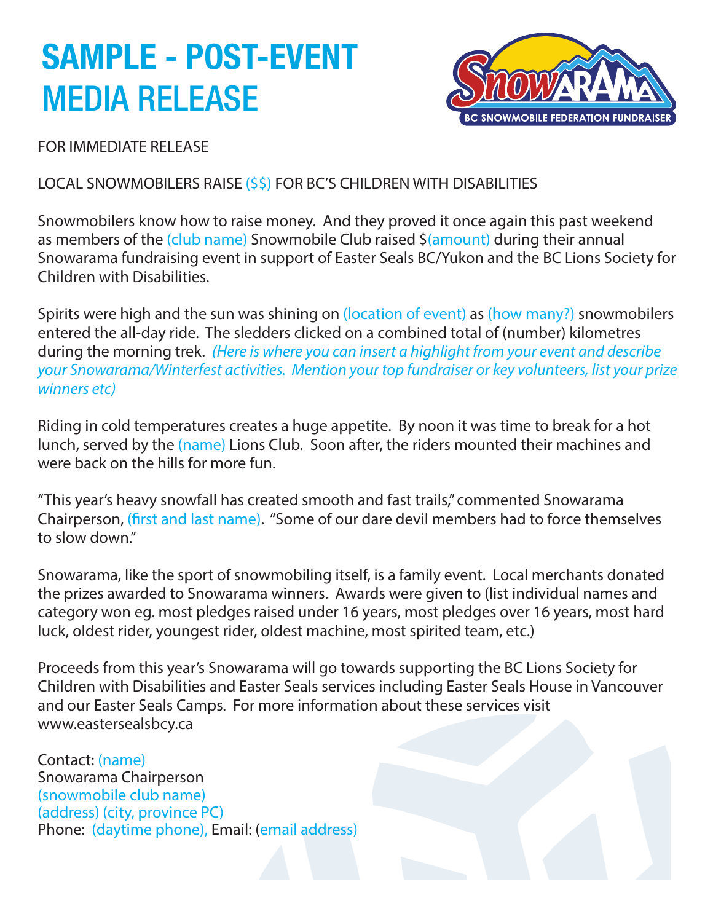# SAMPLE - POST-EVENT MEDIA RELEASE

SNOWARAMA
BC SNOWMOBILE FEDERATION FUNDRAISER

FOR IMMEDIATE RELEASE

LOCAL SNOWMOBILERS RAISE ($$) FOR BC'S CHILDREN WITH DISABILITIES

Snowmobilers know how to raise money. And they proved it once again this past weekend as members of the (club name) Snowmobile Club raised $(amount) during their annual Snowarama fundraising event in support of Easter Seals BC/Yukon and the BC Lions Society for Children with Disabilities.

Spirits were high and the sun was shining on (location of event) as (how many?) snowmobilers entered the all-day ride. The sledders clicked on a combined total of (number) kilometres during the morning trek. *(Here is where you can insert a highlight from your event and describe your Snowarama/Winterfest activities. Mention your top fundraiser or key volunteers, list your prize winners etc)*

Riding in cold temperatures creates a huge appetite. By noon it was time to break for a hot lunch, served by the (name) Lions Club. Soon after, the riders mounted their machines and were back on the hills for more fun.

"This year's heavy snowfall has created smooth and fast trails," commented Snowarama Chairperson, (first and last name). "Some of our dare devil members had to force themselves to slow down."

Snowarama, like the sport of snowmobiling itself, is a family event. Local merchants donated the prizes awarded to Snowarama winners. Awards were given to (list individual names and category won eg. most pledges raised under 16 years, most pledges over 16 years, most hard luck, oldest rider, youngest rider, oldest machine, most spirited team, etc.)

Proceeds from this year's Snowarama will go towards supporting the BC Lions Society for Children with Disabilities and Easter Seals services including Easter Seals House in Vancouver and our Easter Seals Camps. For more information about these services visit www.eastersealsbcy.ca

Contact: (name)
Snowarama Chairperson
(snowmobile club name)
(address) (city, province PC)
Phone: (daytime phone), Email: (email address)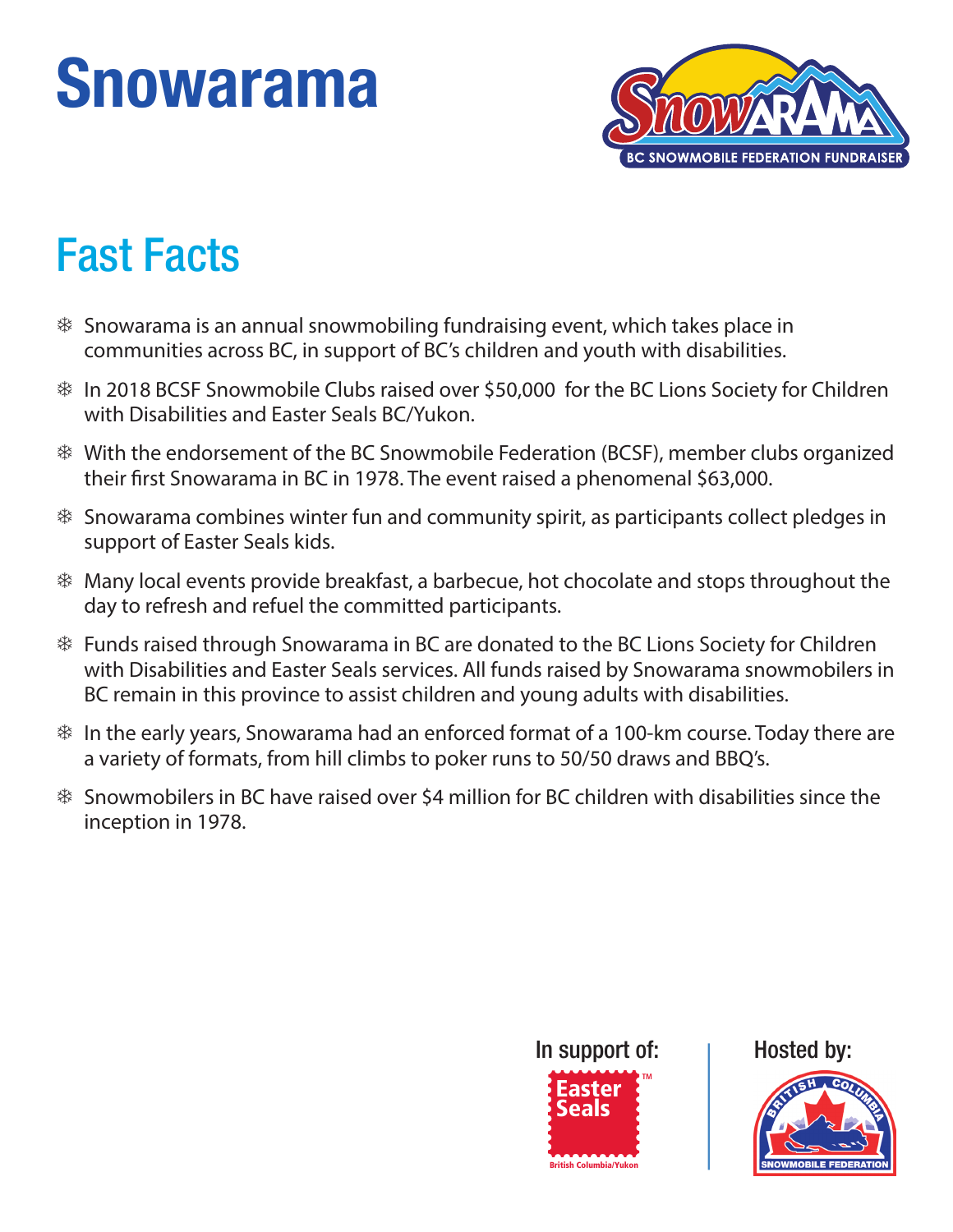# Snowarama

## Fast Facts

- Snowarama is an annual snowmobiling fundraising event, which takes place in communities across BC, in support of BC's children and youth with disabilities.
- In 2018 BCSF Snowmobile Clubs raised over $50,000 for the BC Lions Society for Children with Disabilities and Easter Seals BC/Yukon.
- With the endorsement of the BC Snowmobile Federation (BCSF), member clubs organized their first Snowarama in BC in 1978. The event raised a phenomenal $63,000.
- Snowarama combines winter fun and community spirit, as participants collect pledges in support of Easter Seals kids.
- Many local events provide breakfast, a barbecue, hot chocolate and stops throughout the day to refresh and refuel the committed participants.
- Funds raised through Snowarama in BC are donated to the BC Lions Society for Children with Disabilities and Easter Seals services. All funds raised by Snowarama snowmobilers in BC remain in this province to assist children and young adults with disabilities.
- In the early years, Snowarama had an enforced format of a 100-km course. Today there are a variety of formats, from hill climbs to poker runs to 50/50 draws and BBQ's.
- Snowmobilers in BC have raised over $4 million for BC children with disabilities since the inception in 1978.

In support of: Easter Seals British Columbia/Yukon

Hosted by: British Columbia Snowmobile Federation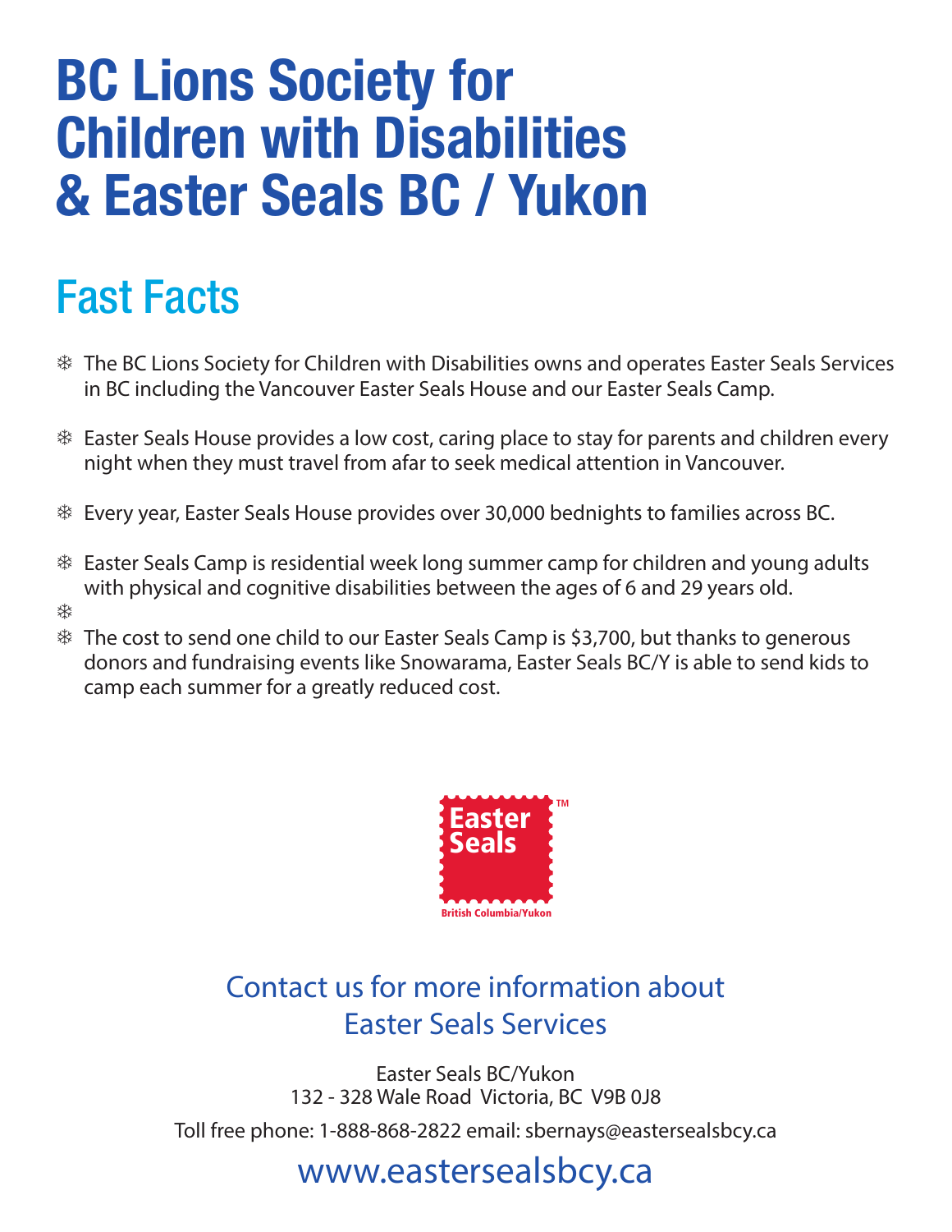# BC Lions Society for Children with Disabilities & Easter Seals BC / Yukon

## Fast Facts

- The BC Lions Society for Children with Disabilities owns and operates Easter Seals Services in BC including the Vancouver Easter Seals House and our Easter Seals Camp.
- Easter Seals House provides a low cost, caring place to stay for parents and children every night when they must travel from afar to seek medical attention in Vancouver.
- Every year, Easter Seals House provides over 30,000 bednights to families across BC.
- Easter Seals Camp is residential week long summer camp for children and young adults with physical and cognitive disabilities between the ages of 6 and 29 years old.
- The cost to send one child to our Easter Seals Camp is $3,700, but thanks to generous donors and fundraising events like Snowarama, Easter Seals BC/Y is able to send kids to camp each summer for a greatly reduced cost.

Easter Seals™
British Columbia/Yukon

Contact us for more information about Easter Seals Services

Easter Seals BC/Yukon
132 - 328 Wale Road Victoria, BC V9B 0J8

Toll free phone: 1-888-868-2822 email: sbernays@eastersealsbcy.ca

www.eastersealsbcy.ca